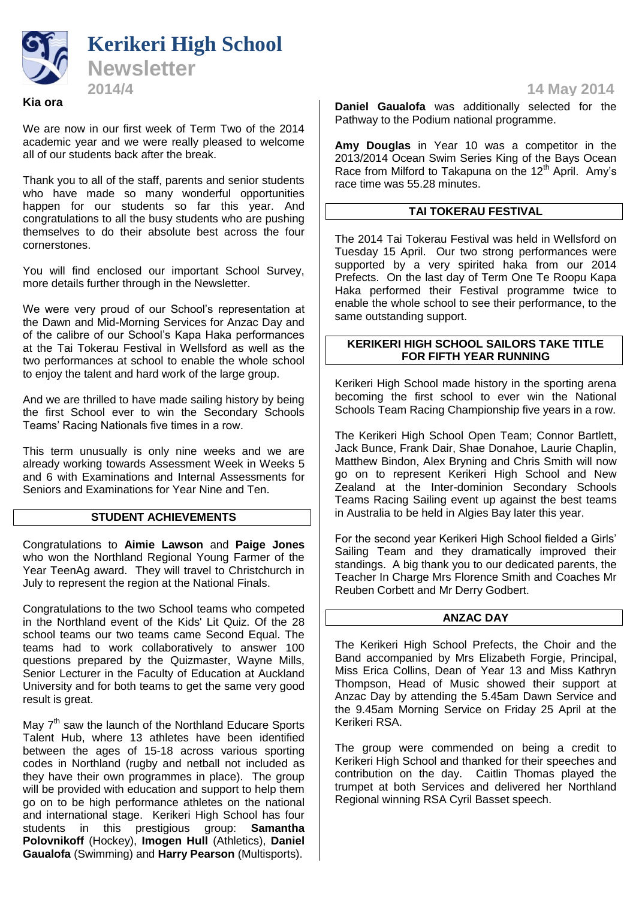# Kerikeri High School

## Newsletter

**2014/4** **14 May 2014**

**Kia ora**

We are now in our first week of Term Two of the 2014 academic year and we were really pleased to welcome all of our students back after the break.

Thank you to all of the staff, parents and senior students who have made so many wonderful opportunities happen for our students so far this year. And congratulations to all the busy students who are pushing themselves to do their absolute best across the four cornerstones.

You will find enclosed our important School Survey, more details further through in the Newsletter.

We were very proud of our School's representation at the Dawn and Mid-Morning Services for Anzac Day and of the calibre of our School's Kapa Haka performances at the Tai Tokerau Festival in Wellsford as well as the two performances at school to enable the whole school to enjoy the talent and hard work of the large group.

And we are thrilled to have made sailing history by being the first School ever to win the Secondary Schools Teams' Racing Nationals five times in a row.

This term unusually is only nine weeks and we are already working towards Assessment Week in Weeks 5 and 6 with Examinations and Internal Assessments for Seniors and Examinations for Year Nine and Ten.

### STUDENT ACHIEVEMENTS

Congratulations to **Aimie Lawson** and **Paige Jones** who won the Northland Regional Young Farmer of the Year TeenAg award. They will travel to Christchurch in July to represent the region at the National Finals.

Congratulations to the two School teams who competed in the Northland event of the Kids' Lit Quiz. Of the 28 school teams our two teams came Second Equal. The teams had to work collaboratively to answer 100 questions prepared by the Quizmaster, Wayne Mills, Senior Lecturer in the Faculty of Education at Auckland University and for both teams to get the same very good result is great.

May 7th saw the launch of the Northland Educare Sports Talent Hub, where 13 athletes have been identified between the ages of 15-18 across various sporting codes in Northland (rugby and netball not included as they have their own programmes in place). The group will be provided with education and support to help them go on to be high performance athletes on the national and international stage. Kerikeri High School has four students in this prestigious group: **Samantha Polovnikoff** (Hockey), **Imogen Hull** (Athletics), **Daniel Gaualofa** (Swimming) and **Harry Pearson** (Multisports).

**Daniel Gaualofa** was additionally selected for the Pathway to the Podium national programme.

**Amy Douglas** in Year 10 was a competitor in the 2013/2014 Ocean Swim Series King of the Bays Ocean Race from Milford to Takapuna on the 12th April. Amy's race time was 55.28 minutes.

### TAI TOKERAU FESTIVAL

The 2014 Tai Tokerau Festival was held in Wellsford on Tuesday 15 April. Our two strong performances were supported by a very spirited haka from our 2014 Prefects. On the last day of Term One Te Roopu Kapa Haka performed their Festival programme twice to enable the whole school to see their performance, to the same outstanding support.

### KERIKERI HIGH SCHOOL SAILORS TAKE TITLE FOR FIFTH YEAR RUNNING

Kerikeri High School made history in the sporting arena becoming the first school to ever win the National Schools Team Racing Championship five years in a row.

The Kerikeri High School Open Team; Connor Bartlett, Jack Bunce, Frank Dair, Shae Donahoe, Laurie Chaplin, Matthew Bindon, Alex Bryning and Chris Smith will now go on to represent Kerikeri High School and New Zealand at the Inter-dominion Secondary Schools Teams Racing Sailing event up against the best teams in Australia to be held in Algies Bay later this year.

For the second year Kerikeri High School fielded a Girls' Sailing Team and they dramatically improved their standings. A big thank you to our dedicated parents, the Teacher In Charge Mrs Florence Smith and Coaches Mr Reuben Corbett and Mr Derry Godbert.

### ANZAC DAY

The Kerikeri High School Prefects, the Choir and the Band accompanied by Mrs Elizabeth Forgie, Principal, Miss Erica Collins, Dean of Year 13 and Miss Kathryn Thompson, Head of Music showed their support at Anzac Day by attending the 5.45am Dawn Service and the 9.45am Morning Service on Friday 25 April at the Kerikeri RSA.

The group were commended on being a credit to Kerikeri High School and thanked for their speeches and contribution on the day. Caitlin Thomas played the trumpet at both Services and delivered her Northland Regional winning RSA Cyril Basset speech.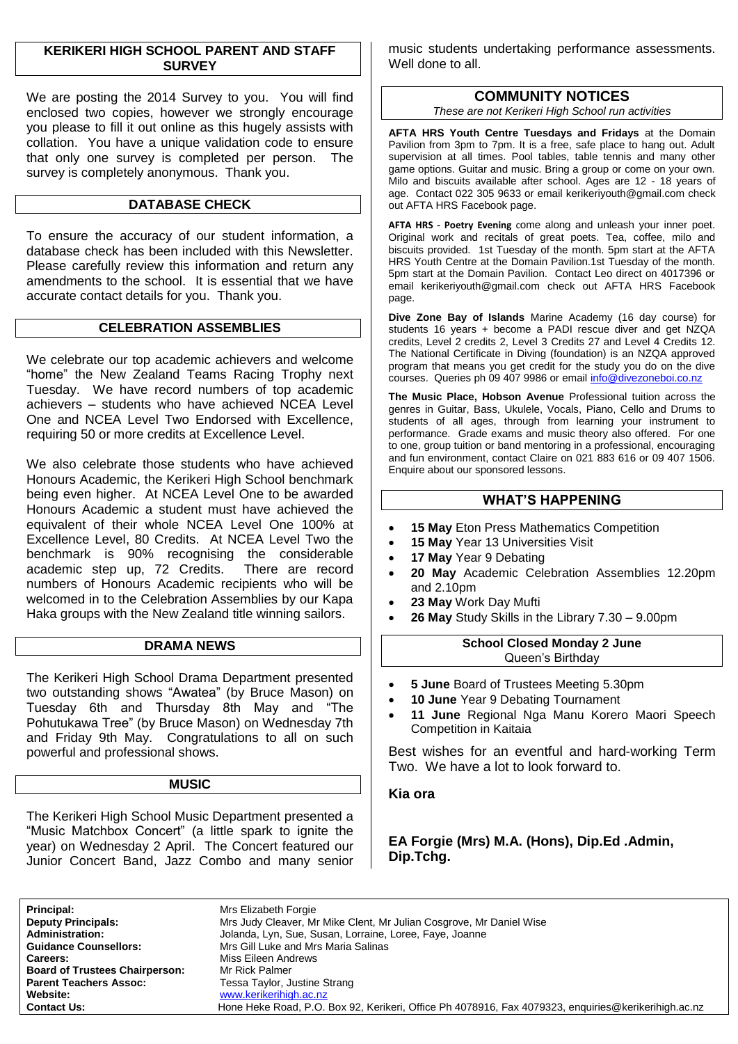## KERIKERI HIGH SCHOOL PARENT AND STAFF SURVEY

We are posting the 2014 Survey to you. You will find enclosed two copies, however we strongly encourage you please to fill it out online as this hugely assists with collation. You have a unique validation code to ensure that only one survey is completed per person. The survey is completely anonymous. Thank you.

## DATABASE CHECK

To ensure the accuracy of our student information, a database check has been included with this Newsletter. Please carefully review this information and return any amendments to the school. It is essential that we have accurate contact details for you. Thank you.

## CELEBRATION ASSEMBLIES

We celebrate our top academic achievers and welcome "home" the New Zealand Teams Racing Trophy next Tuesday. We have record numbers of top academic achievers – students who have achieved NCEA Level One and NCEA Level Two Endorsed with Excellence, requiring 50 or more credits at Excellence Level.

We also celebrate those students who have achieved Honours Academic, the Kerikeri High School benchmark being even higher. At NCEA Level One to be awarded Honours Academic a student must have achieved the equivalent of their whole NCEA Level One 100% at Excellence Level, 80 Credits. At NCEA Level Two the benchmark is 90% recognising the considerable academic step up, 72 Credits. There are record numbers of Honours Academic recipients who will be welcomed in to the Celebration Assemblies by our Kapa Haka groups with the New Zealand title winning sailors.

## DRAMA NEWS

The Kerikeri High School Drama Department presented two outstanding shows "Awatea" (by Bruce Mason) on Tuesday 6th and Thursday 8th May and "The Pohutukawa Tree" (by Bruce Mason) on Wednesday 7th and Friday 9th May. Congratulations to all on such powerful and professional shows.

## MUSIC

The Kerikeri High School Music Department presented a "Music Matchbox Concert" (a little spark to ignite the year) on Wednesday 2 April. The Concert featured our Junior Concert Band, Jazz Combo and many senior music students undertaking performance assessments. Well done to all.

## COMMUNITY NOTICES

*These are not Kerikeri High School run activities*

**AFTA HRS Youth Centre Tuesdays and Fridays** at the Domain Pavilion from 3pm to 7pm. It is a free, safe place to hang out. Adult supervision at all times. Pool tables, table tennis and many other game options. Guitar and music. Bring a group or come on your own. Milo and biscuits available after school. Ages are 12 - 18 years of age. Contact 022 305 9633 or email kerikeriyouth@gmail.com check out AFTA HRS Facebook page.

**AFTA HRS - Poetry Evening** come along and unleash your inner poet. Original work and recitals of great poets. Tea, coffee, milo and biscuits provided. 1st Tuesday of the month. 5pm start at the AFTA HRS Youth Centre at the Domain Pavilion.1st Tuesday of the month. 5pm start at the Domain Pavilion. Contact Leo direct on 4017396 or email kerikeriyouth@gmail.com check out AFTA HRS Facebook page.

**Dive Zone Bay of Islands** Marine Academy (16 day course) for students 16 years + become a PADI rescue diver and get NZQA credits, Level 2 credits 2, Level 3 Credits 27 and Level 4 Credits 12. The National Certificate in Diving (foundation) is an NZQA approved program that means you get credit for the study you do on the dive courses. Queries ph 09 407 9986 or email info@divezoneboi.co.nz

**The Music Place, Hobson Avenue** Professional tuition across the genres in Guitar, Bass, Ukulele, Vocals, Piano, Cello and Drums to students of all ages, through from learning your instrument to performance. Grade exams and music theory also offered. For one to one, group tuition or band mentoring in a professional, encouraging and fun environment, contact Claire on 021 883 616 or 09 407 1506. Enquire about our sponsored lessons.

## WHAT'S HAPPENING

- **15 May** Eton Press Mathematics Competition
- **15 May** Year 13 Universities Visit
- **17 May** Year 9 Debating
- **20 May** Academic Celebration Assemblies 12.20pm and 2.10pm
- **23 May** Work Day Mufti
- **26 May** Study Skills in the Library 7.30 – 9.00pm

**School Closed Monday 2 June**
Queen's Birthday

- **5 June** Board of Trustees Meeting 5.30pm
- **10 June** Year 9 Debating Tournament
- **11 June** Regional Nga Manu Korero Maori Speech Competition in Kaitaia

Best wishes for an eventful and hard-working Term Two. We have a lot to look forward to.

**Kia ora**

**EA Forgie (Mrs) M.A. (Hons), Dip.Ed .Admin, Dip.Tchg.**

| | |
|---|---|
| **Principal:** | Mrs Elizabeth Forgie |
| **Deputy Principals:** | Mrs Judy Cleaver, Mr Mike Clent, Mr Julian Cosgrove, Mr Daniel Wise |
| **Administration:** | Jolanda, Lyn, Sue, Susan, Lorraine, Loree, Faye, Joanne |
| **Guidance Counsellors:** | Mrs Gill Luke and Mrs Maria Salinas |
| **Careers:** | Miss Eileen Andrews |
| **Board of Trustees Chairperson:** | Mr Rick Palmer |
| **Parent Teachers Assoc:** | Tessa Taylor, Justine Strang |
| **Website:** | www.kerikerihigh.ac.nz |
| **Contact Us:** | Hone Heke Road, P.O. Box 92, Kerikeri, Office Ph 4078916, Fax 4079323, enquiries@kerikerihigh.ac.nz |